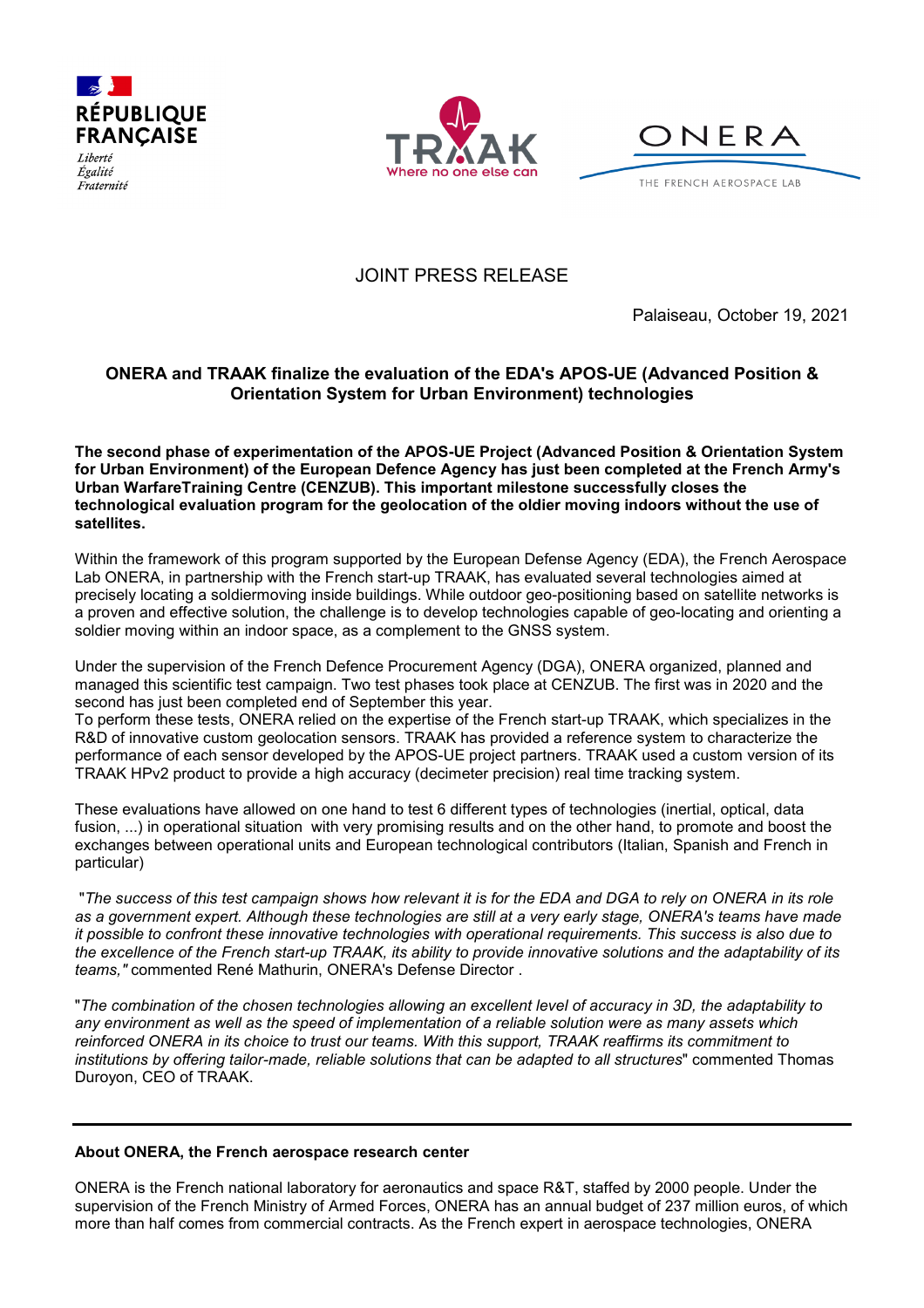RÉPUBLIQUE FRANÇAISE

*Liberté*
*Égalité*
*Fraternité*

TRAAK
Where no one else can

ONERA
THE FRENCH AEROSPACE LAB

JOINT PRESS RELEASE

Palaiseau, October 19, 2021

## ONERA and TRAAK finalize the evaluation of the EDA's APOS-UE (Advanced Position & Orientation System for Urban Environment) technologies

**The second phase of experimentation of the APOS-UE Project (Advanced Position & Orientation System for Urban Environment) of the European Defence Agency has just been completed at the French Army's Urban WarfareTraining Centre (CENZUB). This important milestone successfully closes the technological evaluation program for the geolocation of the oldier moving indoors without the use of satellites.**

Within the framework of this program supported by the European Defense Agency (EDA), the French Aerospace Lab ONERA, in partnership with the French start-up TRAAK, has evaluated several technologies aimed at precisely locating a soldiermoving inside buildings. While outdoor geo-positioning based on satellite networks is a proven and effective solution, the challenge is to develop technologies capable of geo-locating and orienting a soldier moving within an indoor space, as a complement to the GNSS system.

Under the supervision of the French Defence Procurement Agency (DGA), ONERA organized, planned and managed this scientific test campaign. Two test phases took place at CENZUB. The first was in 2020 and the second has just been completed end of September this year.
To perform these tests, ONERA relied on the expertise of the French start-up TRAAK, which specializes in the R&D of innovative custom geolocation sensors. TRAAK has provided a reference system to characterize the performance of each sensor developed by the APOS-UE project partners. TRAAK used a custom version of its TRAAK HPv2 product to provide a high accuracy (decimeter precision) real time tracking system.

These evaluations have allowed on one hand to test 6 different types of technologies (inertial, optical, data fusion, ...) in operational situation with very promising results and on the other hand, to promote and boost the exchanges between operational units and European technological contributors (Italian, Spanish and French in particular)

"*The success of this test campaign shows how relevant it is for the EDA and DGA to rely on ONERA in its role as a government expert. Although these technologies are still at a very early stage, ONERA's teams have made it possible to confront these innovative technologies with operational requirements. This success is also due to the excellence of the French start-up TRAAK, its ability to provide innovative solutions and the adaptability of its teams,"* commented René Mathurin, ONERA's Defense Director .

"*The combination of the chosen technologies allowing an excellent level of accuracy in 3D, the adaptability to any environment as well as the speed of implementation of a reliable solution were as many assets which reinforced ONERA in its choice to trust our teams. With this support, TRAAK reaffirms its commitment to institutions by offering tailor-made, reliable solutions that can be adapted to all structures*" commented Thomas Duroyon, CEO of TRAAK.

---

**About ONERA, the French aerospace research center**

ONERA is the French national laboratory for aeronautics and space R&T, staffed by 2000 people. Under the supervision of the French Ministry of Armed Forces, ONERA has an annual budget of 237 million euros, of which more than half comes from commercial contracts. As the French expert in aerospace technologies, ONERA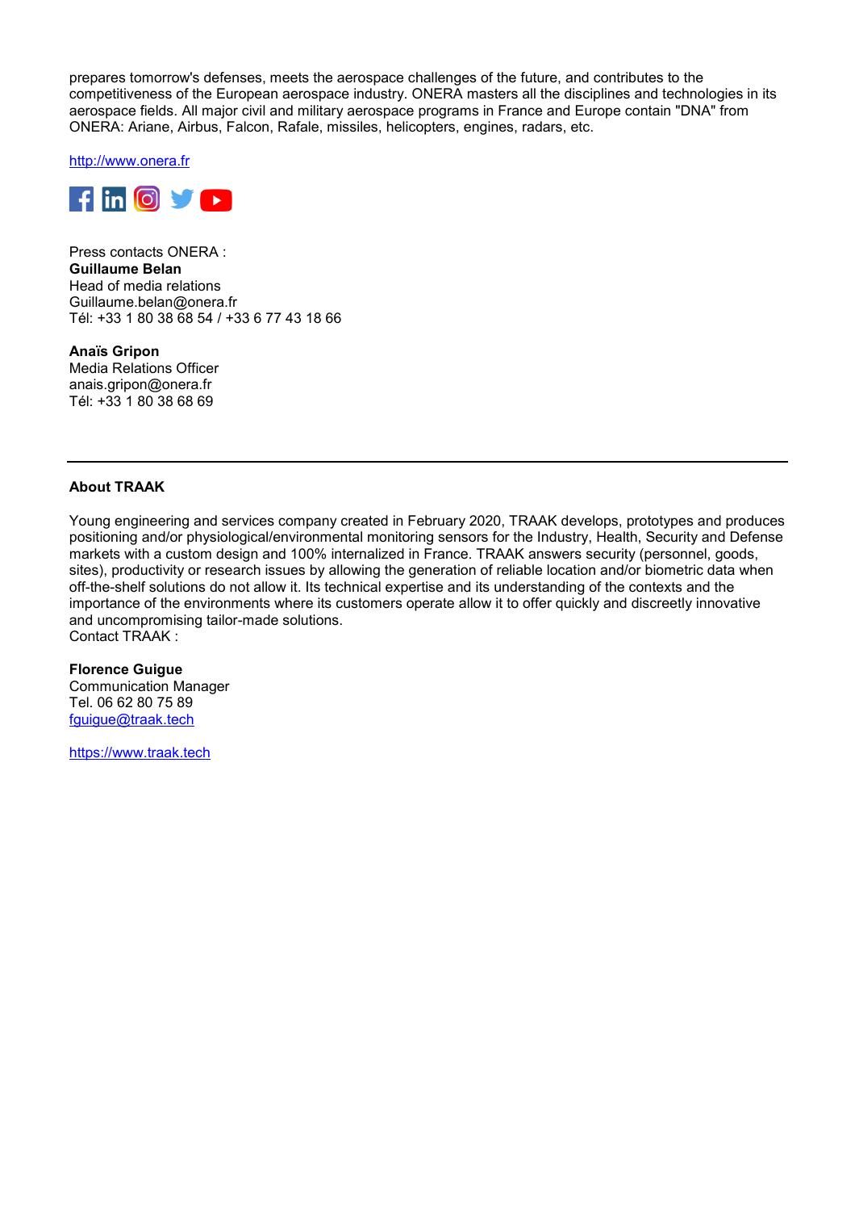prepares tomorrow's defenses, meets the aerospace challenges of the future, and contributes to the competitiveness of the European aerospace industry. ONERA masters all the disciplines and technologies in its aerospace fields. All major civil and military aerospace programs in France and Europe contain "DNA" from ONERA: Ariane, Airbus, Falcon, Rafale, missiles, helicopters, engines, radars, etc.

[http://www.onera.fr](http://www.onera.fr)

Press contacts ONERA :
**Guillaume Belan**
Head of media relations
Guillaume.belan@onera.fr
Tél: +33 1 80 38 68 54 / +33 6 77 43 18 66

**Anaïs Gripon**
Media Relations Officer
anais.gripon@onera.fr
Tél: +33 1 80 38 68 69

---

**About TRAAK**

Young engineering and services company created in February 2020, TRAAK develops, prototypes and produces positioning and/or physiological/environmental monitoring sensors for the Industry, Health, Security and Defense markets with a custom design and 100% internalized in France. TRAAK answers security (personnel, goods, sites), productivity or research issues by allowing the generation of reliable location and/or biometric data when off-the-shelf solutions do not allow it. Its technical expertise and its understanding of the contexts and the importance of the environments where its customers operate allow it to offer quickly and discreetly innovative and uncompromising tailor-made solutions.
Contact TRAAK :

**Florence Guigue**
Communication Manager
Tel. 06 62 80 75 89
[fguigue@traak.tech](mailto:fguigue@traak.tech)

[https://www.traak.tech](https://www.traak.tech)